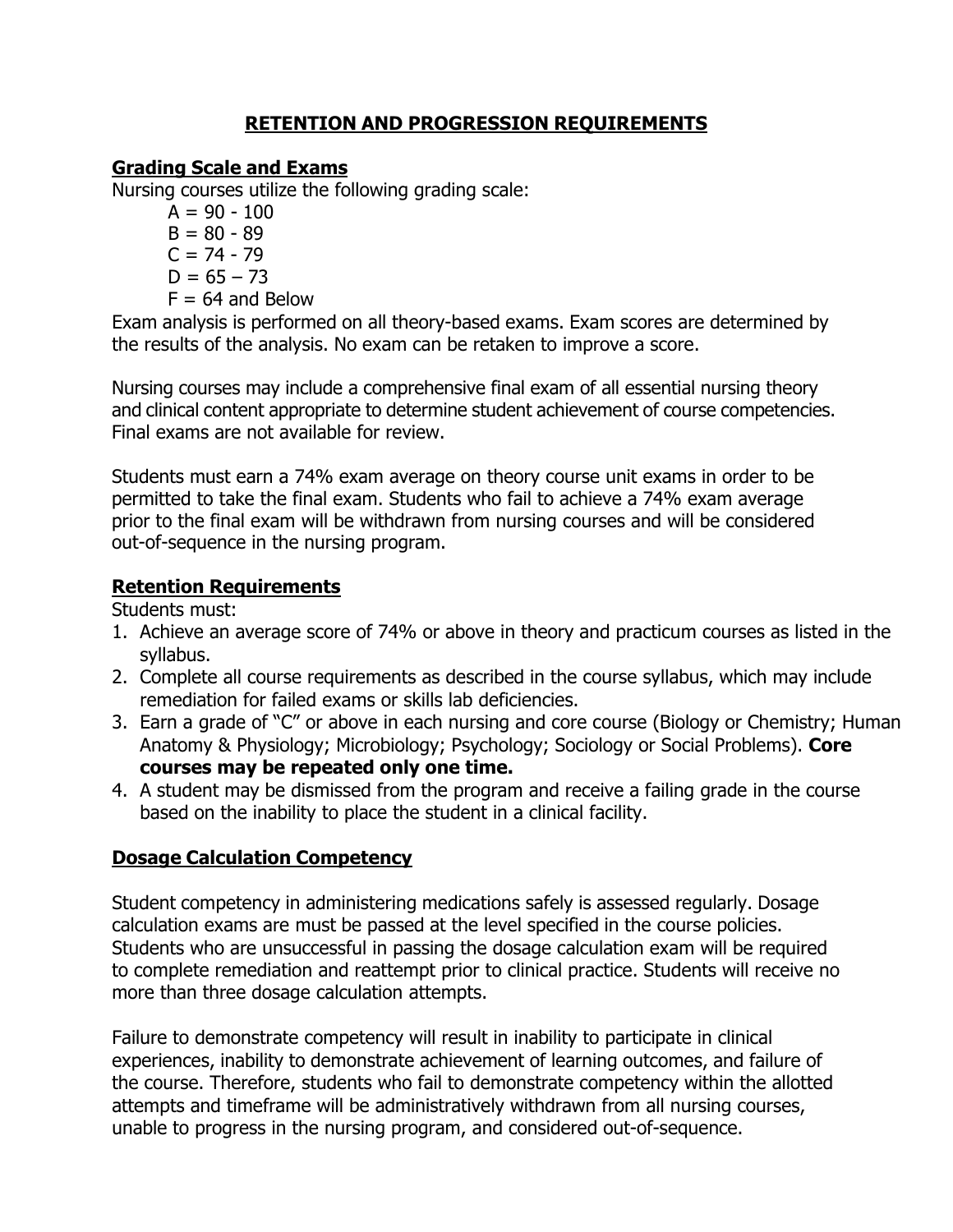# RETENTION AND PROGRESSION REQUIREMENTS

## Grading Scale and Exams

Nursing courses utilize the following grading scale:

A = 90 - 100
B = 80 - 89
C = 74 - 79
D = 65 – 73
F = 64 and Below

Exam analysis is performed on all theory-based exams. Exam scores are determined by the results of the analysis. No exam can be retaken to improve a score.

Nursing courses may include a comprehensive final exam of all essential nursing theory and clinical content appropriate to determine student achievement of course competencies. Final exams are not available for review.

Students must earn a 74% exam average on theory course unit exams in order to be permitted to take the final exam. Students who fail to achieve a 74% exam average prior to the final exam will be withdrawn from nursing courses and will be considered out-of-sequence in the nursing program.

## Retention Requirements

Students must:

1. Achieve an average score of 74% or above in theory and practicum courses as listed in the syllabus.
2. Complete all course requirements as described in the course syllabus, which may include remediation for failed exams or skills lab deficiencies.
3. Earn a grade of "C" or above in each nursing and core course (Biology or Chemistry; Human Anatomy & Physiology; Microbiology; Psychology; Sociology or Social Problems). **Core courses may be repeated only one time.**
4. A student may be dismissed from the program and receive a failing grade in the course based on the inability to place the student in a clinical facility.

## Dosage Calculation Competency

Student competency in administering medications safely is assessed regularly. Dosage calculation exams are must be passed at the level specified in the course policies. Students who are unsuccessful in passing the dosage calculation exam will be required to complete remediation and reattempt prior to clinical practice. Students will receive no more than three dosage calculation attempts.

Failure to demonstrate competency will result in inability to participate in clinical experiences, inability to demonstrate achievement of learning outcomes, and failure of the course. Therefore, students who fail to demonstrate competency within the allotted attempts and timeframe will be administratively withdrawn from all nursing courses, unable to progress in the nursing program, and considered out-of-sequence.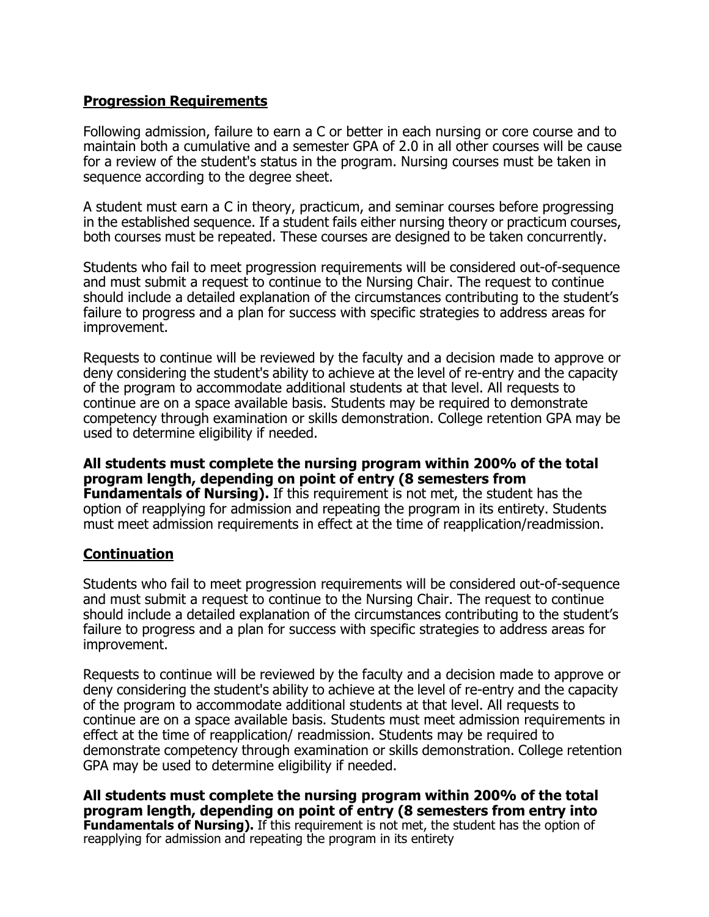## **Progression Requirements**

Following admission, failure to earn a C or better in each nursing or core course and to maintain both a cumulative and a semester GPA of 2.0 in all other courses will be cause for a review of the student's status in the program. Nursing courses must be taken in sequence according to the degree sheet.

A student must earn a C in theory, practicum, and seminar courses before progressing in the established sequence. If a student fails either nursing theory or practicum courses, both courses must be repeated. These courses are designed to be taken concurrently.

Students who fail to meet progression requirements will be considered out-of-sequence and must submit a request to continue to the Nursing Chair. The request to continue should include a detailed explanation of the circumstances contributing to the student's failure to progress and a plan for success with specific strategies to address areas for improvement.

Requests to continue will be reviewed by the faculty and a decision made to approve or deny considering the student's ability to achieve at the level of re-entry and the capacity of the program to accommodate additional students at that level. All requests to continue are on a space available basis. Students may be required to demonstrate competency through examination or skills demonstration. College retention GPA may be used to determine eligibility if needed.

**All students must complete the nursing program within 200% of the total program length, depending on point of entry (8 semesters from Fundamentals of Nursing).** If this requirement is not met, the student has the option of reapplying for admission and repeating the program in its entirety. Students must meet admission requirements in effect at the time of reapplication/readmission.

## **Continuation**

Students who fail to meet progression requirements will be considered out-of-sequence and must submit a request to continue to the Nursing Chair. The request to continue should include a detailed explanation of the circumstances contributing to the student's failure to progress and a plan for success with specific strategies to address areas for improvement.

Requests to continue will be reviewed by the faculty and a decision made to approve or deny considering the student's ability to achieve at the level of re-entry and the capacity of the program to accommodate additional students at that level. All requests to continue are on a space available basis. Students must meet admission requirements in effect at the time of reapplication/ readmission. Students may be required to demonstrate competency through examination or skills demonstration. College retention GPA may be used to determine eligibility if needed.

**All students must complete the nursing program within 200% of the total program length, depending on point of entry (8 semesters from entry into Fundamentals of Nursing).** If this requirement is not met, the student has the option of reapplying for admission and repeating the program in its entirety